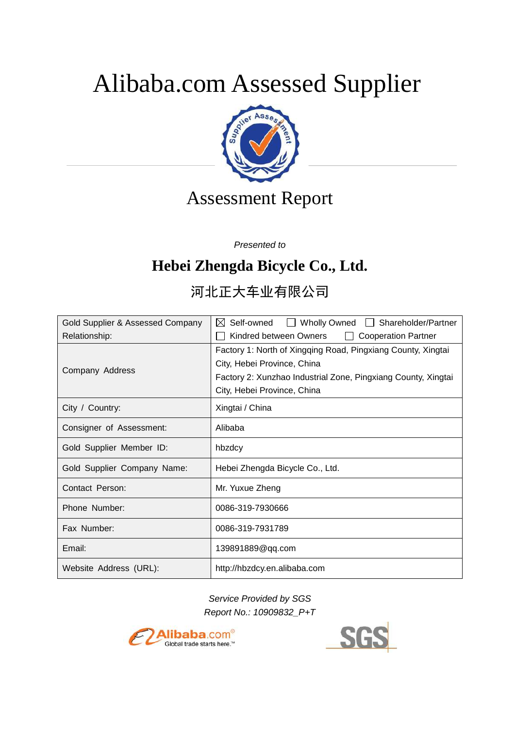# Alibaba.com Assessed Supplier

## Assessment Report

*Presented to*

## Hebei Zhengda Bicycle Co., Ltd.

## 河北正大车业有限公司

| Gold Supplier & Assessed Company Relationship: | ☒ Self-owned ☐ Wholly Owned ☐ Shareholder/Partner ☐ Kindred between Owners ☐ Cooperation Partner |
|---|---|
| Company Address | Factory 1: North of Xingqing Road, Pingxiang County, Xingtai City, Hebei Province, China<br>Factory 2: Xunzhao Industrial Zone, Pingxiang County, Xingtai City, Hebei Province, China |
| City / Country: | Xingtai / China |
| Consigner of Assessment: | Alibaba |
| Gold Supplier Member ID: | hbzdcy |
| Gold Supplier Company Name: | Hebei Zhengda Bicycle Co., Ltd. |
| Contact Person: | Mr. Yuxue Zheng |
| Phone Number: | 0086-319-7930666 |
| Fax Number: | 0086-319-7931789 |
| Email: | 139891889@qq.com |
| Website Address (URL): | http://hbzdcy.en.alibaba.com |

*Service Provided by SGS*
*Report No.: 10909832_P+T*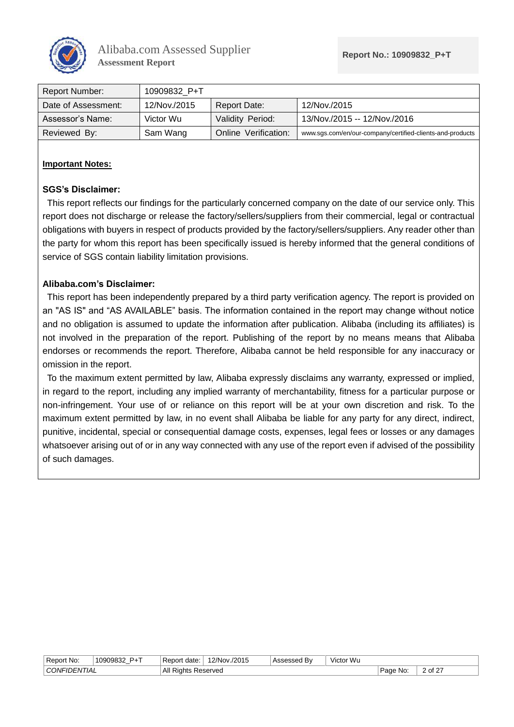| Report Number: | 10909832_P+T | | |
|---|---|---|---|
| Date of Assessment: | 12/Nov./2015 | Report Date: | 12/Nov./2015 |
| Assessor's Name: | Victor Wu | Validity Period: | 13/Nov./2015 -- 12/Nov./2016 |
| Reviewed By: | Sam Wang | Online Verification: | www.sgs.com/en/our-company/certified-clients-and-products |

**Important Notes:**

**SGS's Disclaimer:**

This report reflects our findings for the particularly concerned company on the date of our service only. This report does not discharge or release the factory/sellers/suppliers from their commercial, legal or contractual obligations with buyers in respect of products provided by the factory/sellers/suppliers. Any reader other than the party for whom this report has been specifically issued is hereby informed that the general conditions of service of SGS contain liability limitation provisions.

**Alibaba.com's Disclaimer:**

This report has been independently prepared by a third party verification agency. The report is provided on an "AS IS" and "AS AVAILABLE" basis. The information contained in the report may change without notice and no obligation is assumed to update the information after publication. Alibaba (including its affiliates) is not involved in the preparation of the report. Publishing of the report by no means means that Alibaba endorses or recommends the report. Therefore, Alibaba cannot be held responsible for any inaccuracy or omission in the report.

To the maximum extent permitted by law, Alibaba expressly disclaims any warranty, expressed or implied, in regard to the report, including any implied warranty of merchantability, fitness for a particular purpose or non-infringement. Your use of or reliance on this report will be at your own discretion and risk. To the maximum extent permitted by law, in no event shall Alibaba be liable for any party for any direct, indirect, punitive, incidental, special or consequential damage costs, expenses, legal fees or losses or any damages whatsoever arising out of or in any way connected with any use of the report even if advised of the possibility of such damages.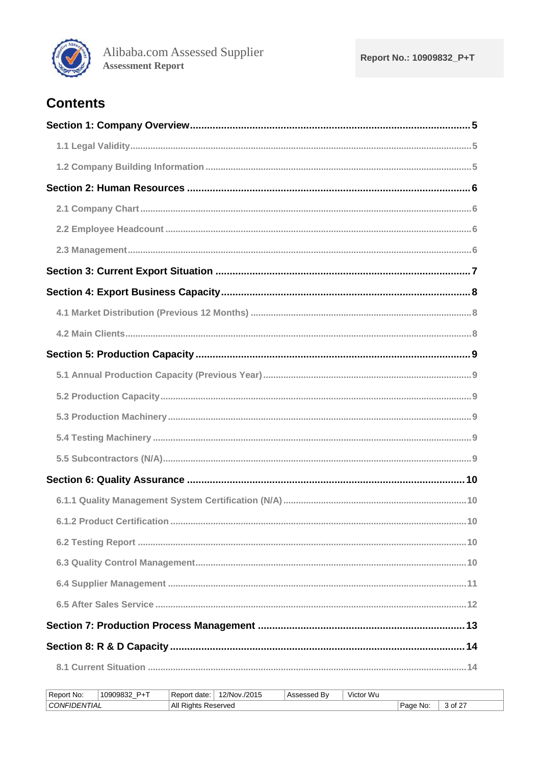# Contents

**Section 1: Company Overview ..... 5**

- 1.1 Legal Validity ..... 5
- 1.2 Company Building Information ..... 5

**Section 2: Human Resources ..... 6**

- 2.1 Company Chart ..... 6
- 2.2 Employee Headcount ..... 6
- 2.3 Management ..... 6

**Section 3: Current Export Situation ..... 7**

**Section 4: Export Business Capacity ..... 8**

- 4.1 Market Distribution (Previous 12 Months) ..... 8
- 4.2 Main Clients ..... 8

**Section 5: Production Capacity ..... 9**

- 5.1 Annual Production Capacity (Previous Year) ..... 9
- 5.2 Production Capacity ..... 9
- 5.3 Production Machinery ..... 9
- 5.4 Testing Machinery ..... 9
- 5.5 Subcontractors (N/A) ..... 9

**Section 6: Quality Assurance ..... 10**

- 6.1.1 Quality Management System Certification (N/A) ..... 10
- 6.1.2 Product Certification ..... 10
- 6.2 Testing Report ..... 10
- 6.3 Quality Control Management ..... 10
- 6.4 Supplier Management ..... 11
- 6.5 After Sales Service ..... 12

**Section 7: Production Process Management ..... 13**

**Section 8: R & D Capacity ..... 14**

- 8.1 Current Situation ..... 14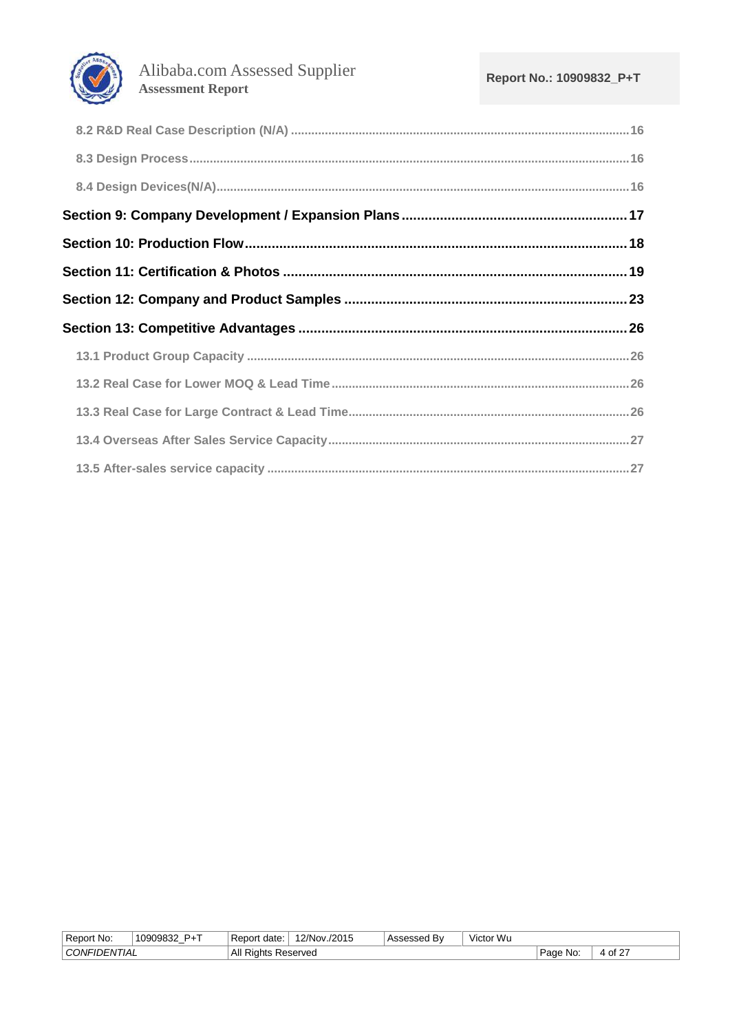8.2 R&D Real Case Description (N/A) ........................................ 16

8.3 Design Process ........................................ 16

8.4 Design Devices(N/A) ........................................ 16

**Section 9: Company Development / Expansion Plans ........................................ 17**

**Section 10: Production Flow ........................................ 18**

**Section 11: Certification & Photos ........................................ 19**

**Section 12: Company and Product Samples ........................................ 23**

**Section 13: Competitive Advantages ........................................ 26**

13.1 Product Group Capacity ........................................ 26

13.2 Real Case for Lower MOQ & Lead Time ........................................ 26

13.3 Real Case for Large Contract & Lead Time ........................................ 26

13.4 Overseas After Sales Service Capacity ........................................ 27

13.5 After-sales service capacity ........................................ 27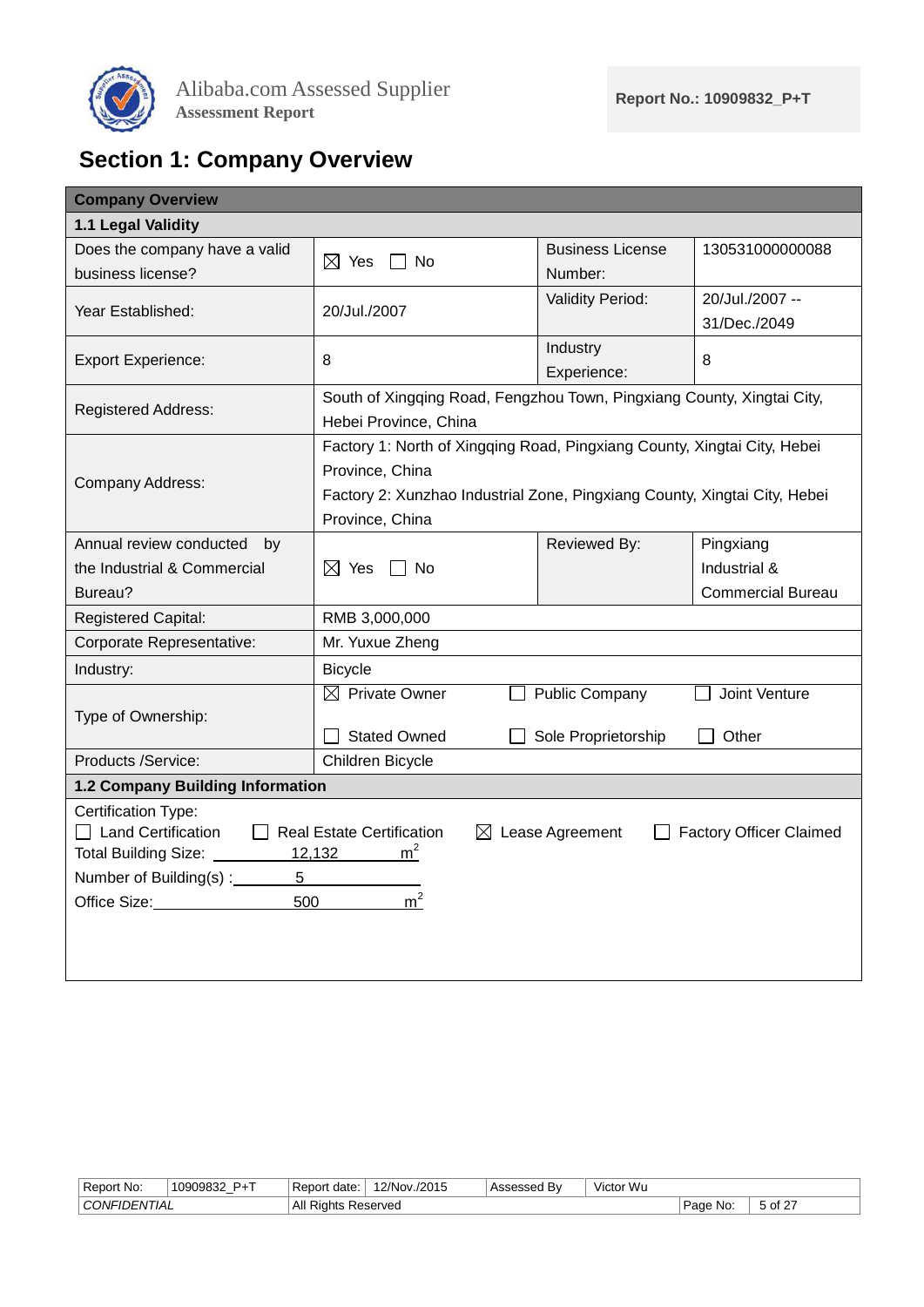# Section 1: Company Overview

| Company Overview | | | |
|---|---|---|---|
| **1.1 Legal Validity** | | | |
| Does the company have a valid business license? | ☒ Yes ☐ No | Business License Number: | 130531000000088 |
| Year Established: | 20/Jul./2007 | Validity Period: | 20/Jul./2007 -- 31/Dec./2049 |
| Export Experience: | 8 | Industry Experience: | 8 |
| Registered Address: | South of Xingqing Road, Fengzhou Town, Pingxiang County, Xingtai City, Hebei Province, China | | |
| Company Address: | Factory 1: North of Xingqing Road, Pingxiang County, Xingtai City, Hebei Province, China<br>Factory 2: Xunzhao Industrial Zone, Pingxiang County, Xingtai City, Hebei Province, China | | |
| Annual review conducted by the Industrial & Commercial Bureau? | ☒ Yes ☐ No | Reviewed By: | Pingxiang Industrial & Commercial Bureau |
| Registered Capital: | RMB 3,000,000 | | |
| Corporate Representative: | Mr. Yuxue Zheng | | |
| Industry: | Bicycle | | |
| Type of Ownership: | ☒ Private Owner ☐ Public Company ☐ Joint Venture<br>☐ Stated Owned ☐ Sole Proprietorship ☐ Other | | |
| Products /Service: | Children Bicycle | | |
| **1.2 Company Building Information** | | | |
| Certification Type:<br>☐ Land Certification ☐ Real Estate Certification ☒ Lease Agreement ☐ Factory Officer Claimed<br>Total Building Size: 12,132 $m^2$<br>Number of Building(s) : 5<br>Office Size: 500 $m^2$ | | | |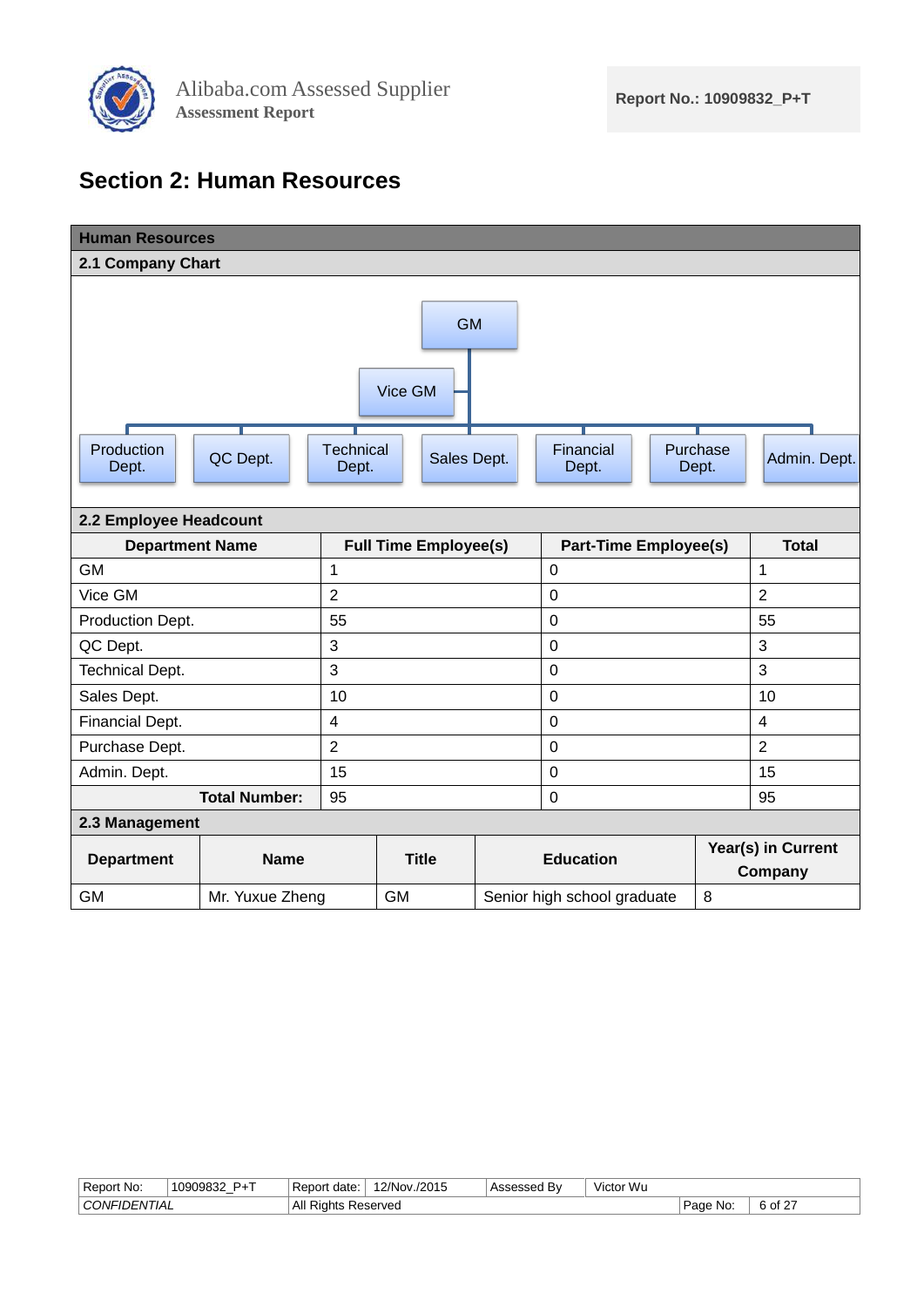# Section 2: Human Resources

**Human Resources**

**2.1 Company Chart**

GM

Vice GM

Production Dept. | QC Dept. | Technical Dept. | Sales Dept. | Financial Dept. | Purchase Dept. | Admin. Dept.

**2.2 Employee Headcount**

| Department Name | Full Time Employee(s) | Part-Time Employee(s) | Total |
|---|---|---|---|
| GM | 1 | 0 | 1 |
| Vice GM | 2 | 0 | 2 |
| Production Dept. | 55 | 0 | 55 |
| QC Dept. | 3 | 0 | 3 |
| Technical Dept. | 3 | 0 | 3 |
| Sales Dept. | 10 | 0 | 10 |
| Financial Dept. | 4 | 0 | 4 |
| Purchase Dept. | 2 | 0 | 2 |
| Admin. Dept. | 15 | 0 | 15 |
| **Total Number:** | 95 | 0 | 95 |

**2.3 Management**

| Department | Name | Title | Education | Year(s) in Current Company |
|---|---|---|---|---|
| GM | Mr. Yuxue Zheng | GM | Senior high school graduate | 8 |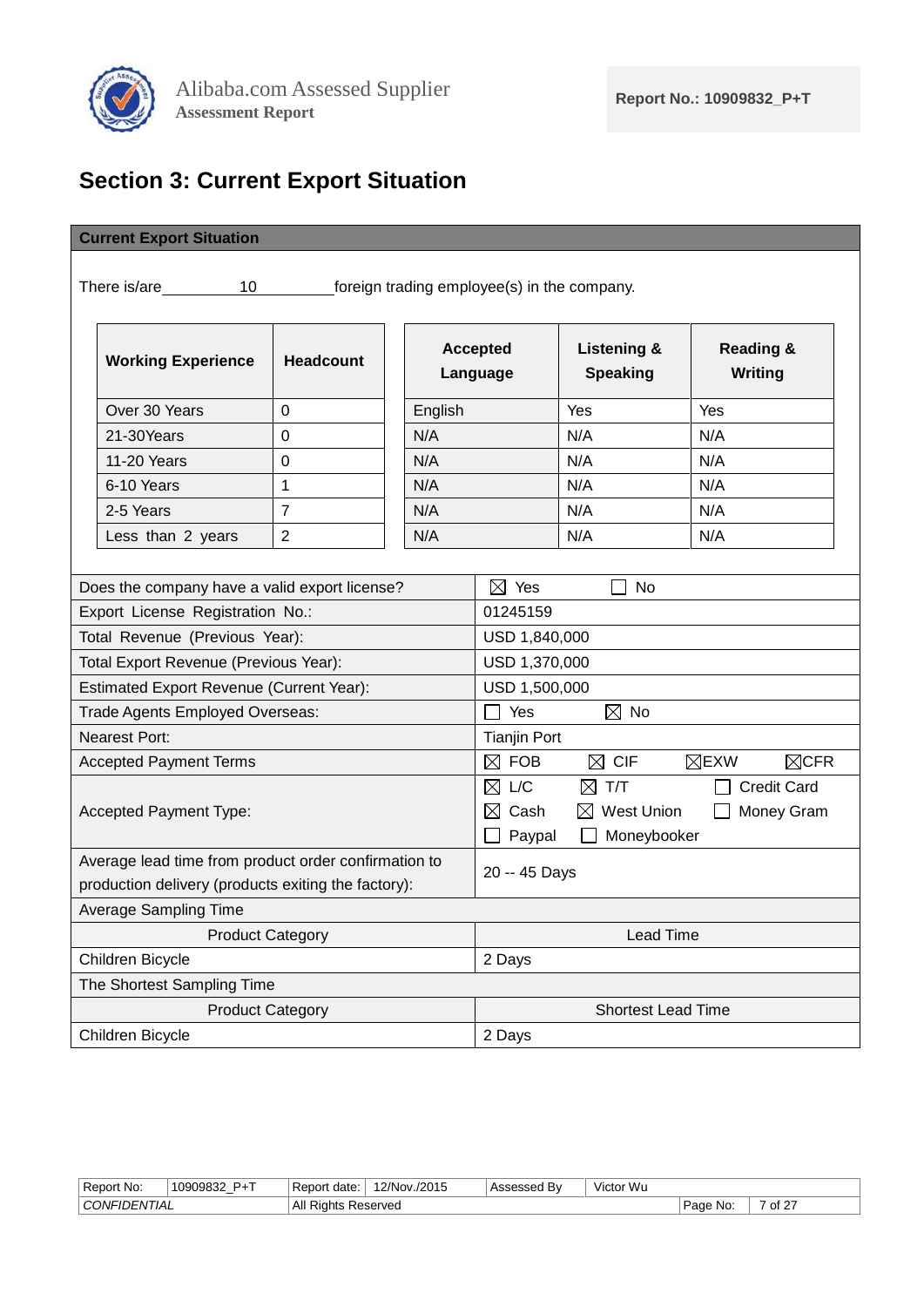# Section 3: Current Export Situation

**Current Export Situation**

There is/are 10 foreign trading employee(s) in the company.

| Working Experience | Headcount |
|---|---|
| Over 30 Years | 0 |
| 21-30Years | 0 |
| 11-20 Years | 0 |
| 6-10 Years | 1 |
| 2-5 Years | 7 |
| Less than 2 years | 2 |

| Accepted Language | Listening & Speaking | Reading & Writing |
|---|---|---|
| English | Yes | Yes |
| N/A | N/A | N/A |
| N/A | N/A | N/A |
| N/A | N/A | N/A |
| N/A | N/A | N/A |
| N/A | N/A | N/A |

| | |
|---|---|
| Does the company have a valid export license? | ☒ Yes ☐ No |
| Export License Registration No.: | 01245159 |
| Total Revenue (Previous Year): | USD 1,840,000 |
| Total Export Revenue (Previous Year): | USD 1,370,000 |
| Estimated Export Revenue (Current Year): | USD 1,500,000 |
| Trade Agents Employed Overseas: | ☐ Yes ☒ No |
| Nearest Port: | Tianjin Port |
| Accepted Payment Terms | ☒ FOB ☒ CIF ☒EXW ☒CFR |
| Accepted Payment Type: | ☒ L/C ☒ T/T ☐ Credit Card ☒ Cash ☒ West Union ☐ Money Gram ☐ Paypal ☐ Moneybooker |
| Average lead time from product order confirmation to production delivery (products exiting the factory): | 20 -- 45 Days |

| Average Sampling Time | |
|---|---|
| Product Category | Lead Time |
| Children Bicycle | 2 Days |

| The Shortest Sampling Time | |
|---|---|
| Product Category | Shortest Lead Time |
| Children Bicycle | 2 Days |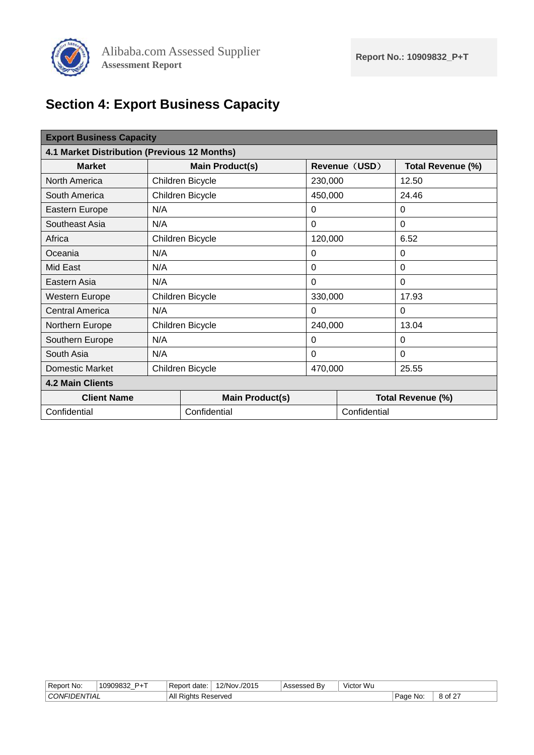# Section 4: Export Business Capacity

**Export Business Capacity**

**4.1 Market Distribution (Previous 12 Months)**

| Market | Main Product(s) | Revenue（USD） | Total Revenue (%) |
|---|---|---|---|
| North America | Children Bicycle | 230,000 | 12.50 |
| South America | Children Bicycle | 450,000 | 24.46 |
| Eastern Europe | N/A | 0 | 0 |
| Southeast Asia | N/A | 0 | 0 |
| Africa | Children Bicycle | 120,000 | 6.52 |
| Oceania | N/A | 0 | 0 |
| Mid East | N/A | 0 | 0 |
| Eastern Asia | N/A | 0 | 0 |
| Western Europe | Children Bicycle | 330,000 | 17.93 |
| Central America | N/A | 0 | 0 |
| Northern Europe | Children Bicycle | 240,000 | 13.04 |
| Southern Europe | N/A | 0 | 0 |
| South Asia | N/A | 0 | 0 |
| Domestic Market | Children Bicycle | 470,000 | 25.55 |

**4.2 Main Clients**

| Client Name | Main Product(s) | Total Revenue (%) |
|---|---|---|
| Confidential | Confidential | Confidential |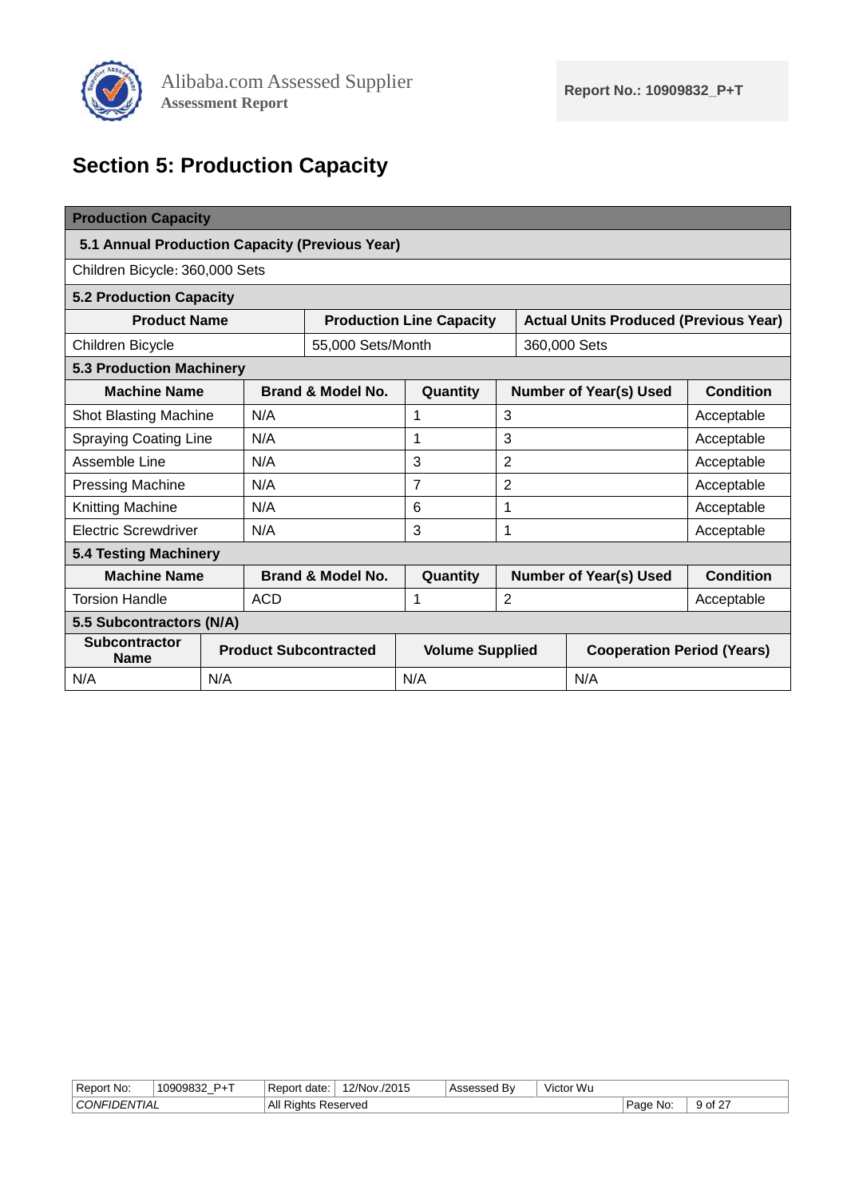## Section 5: Production Capacity

**Production Capacity**

**5.1 Annual Production Capacity (Previous Year)**

Children Bicycle: 360,000 Sets

**5.2 Production Capacity**

| Product Name | Production Line Capacity | Actual Units Produced (Previous Year) |
|---|---|---|
| Children Bicycle | 55,000 Sets/Month | 360,000 Sets |

**5.3 Production Machinery**

| Machine Name | Brand & Model No. | Quantity | Number of Year(s) Used | Condition |
|---|---|---|---|---|
| Shot Blasting Machine | N/A | 1 | 3 | Acceptable |
| Spraying Coating Line | N/A | 1 | 3 | Acceptable |
| Assemble Line | N/A | 3 | 2 | Acceptable |
| Pressing Machine | N/A | 7 | 2 | Acceptable |
| Knitting Machine | N/A | 6 | 1 | Acceptable |
| Electric Screwdriver | N/A | 3 | 1 | Acceptable |

**5.4 Testing Machinery**

| Machine Name | Brand & Model No. | Quantity | Number of Year(s) Used | Condition |
|---|---|---|---|---|
| Torsion Handle | ACD | 1 | 2 | Acceptable |

**5.5 Subcontractors (N/A)**

| Subcontractor Name | Product Subcontracted | Volume Supplied | Cooperation Period (Years) |
|---|---|---|---|
| N/A | N/A | N/A | N/A |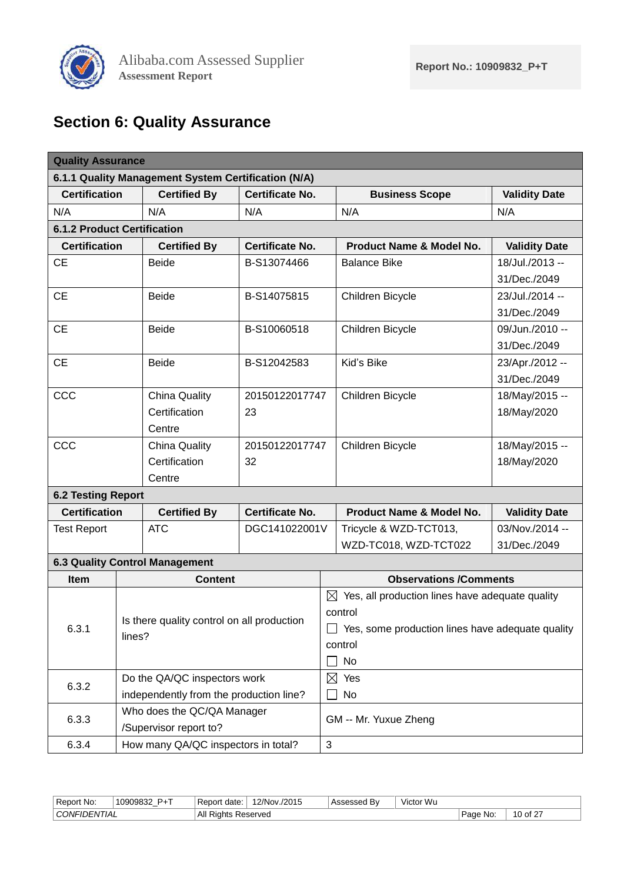## Section 6: Quality Assurance

**Quality Assurance**

**6.1.1 Quality Management System Certification (N/A)**

| Certification | Certified By | Certificate No. | Business Scope | Validity Date |
|---|---|---|---|---|
| N/A | N/A | N/A | N/A | N/A |

**6.1.2 Product Certification**

| Certification | Certified By | Certificate No. | Product Name & Model No. | Validity Date |
|---|---|---|---|---|
| CE | Beide | B-S13074466 | Balance Bike | 18/Jul./2013 -- 31/Dec./2049 |
| CE | Beide | B-S14075815 | Children Bicycle | 23/Jul./2014 -- 31/Dec./2049 |
| CE | Beide | B-S10060518 | Children Bicycle | 09/Jun./2010 -- 31/Dec./2049 |
| CE | Beide | B-S12042583 | Kid's Bike | 23/Apr./2012 -- 31/Dec./2049 |
| CCC | China Quality Certification Centre | 2015012201774723 | Children Bicycle | 18/May/2015 -- 18/May/2020 |
| CCC | China Quality Certification Centre | 2015012201774732 | Children Bicycle | 18/May/2015 -- 18/May/2020 |

**6.2 Testing Report**

| Certification | Certified By | Certificate No. | Product Name & Model No. | Validity Date |
|---|---|---|---|---|
| Test Report | ATC | DGC141022001V | Tricycle & WZD-TCT013, WZD-TC018, WZD-TCT022 | 03/Nov./2014 -- 31/Dec./2049 |

**6.3 Quality Control Management**

| Item | Content | Observations /Comments |
|---|---|---|
| 6.3.1 | Is there quality control on all production lines? | ☒ Yes, all production lines have adequate quality control<br>☐ Yes, some production lines have adequate quality control<br>☐ No |
| 6.3.2 | Do the QA/QC inspectors work independently from the production line? | ☒ Yes<br>☐ No |
| 6.3.3 | Who does the QC/QA Manager /Supervisor report to? | GM -- Mr. Yuxue Zheng |
| 6.3.4 | How many QA/QC inspectors in total? | 3 |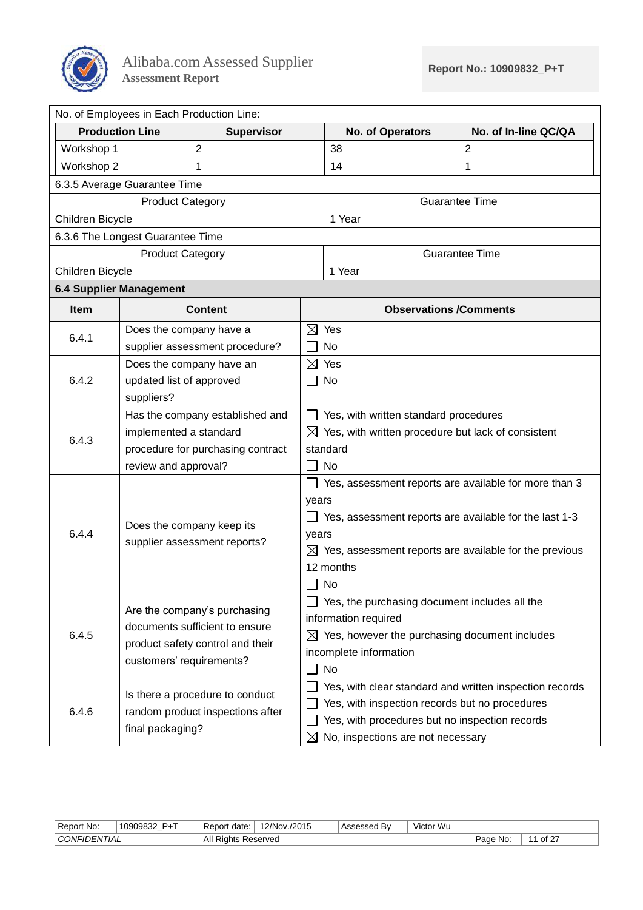No. of Employees in Each Production Line:

| Production Line | Supervisor | No. of Operators | No. of In-line QC/QA |
|---|---|---|---|
| Workshop 1 | 2 | 38 | 2 |
| Workshop 2 | 1 | 14 | 1 |

6.3.5 Average Guarantee Time

| Product Category | Guarantee Time |
|---|---|
| Children Bicycle | 1 Year |

6.3.6 The Longest Guarantee Time

| Product Category | Guarantee Time |
|---|---|
| Children Bicycle | 1 Year |

**6.4 Supplier Management**

| Item | Content | Observations /Comments |
|---|---|---|
| 6.4.1 | Does the company have a supplier assessment procedure? | ☒ Yes<br>☐ No |
| 6.4.2 | Does the company have an updated list of approved suppliers? | ☒ Yes<br>☐ No |
| 6.4.3 | Has the company established and implemented a standard procedure for purchasing contract review and approval? | ☐ Yes, with written standard procedures<br>☒ Yes, with written procedure but lack of consistent standard<br>☐ No |
| 6.4.4 | Does the company keep its supplier assessment reports? | ☐ Yes, assessment reports are available for more than 3 years<br>☐ Yes, assessment reports are available for the last 1-3 years<br>☒ Yes, assessment reports are available for the previous 12 months<br>☐ No |
| 6.4.5 | Are the company's purchasing documents sufficient to ensure product safety control and their customers' requirements? | ☐ Yes, the purchasing document includes all the information required<br>☒ Yes, however the purchasing document includes incomplete information<br>☐ No |
| 6.4.6 | Is there a procedure to conduct random product inspections after final packaging? | ☐ Yes, with clear standard and written inspection records<br>☐ Yes, with inspection records but no procedures<br>☐ Yes, with procedures but no inspection records<br>☒ No, inspections are not necessary |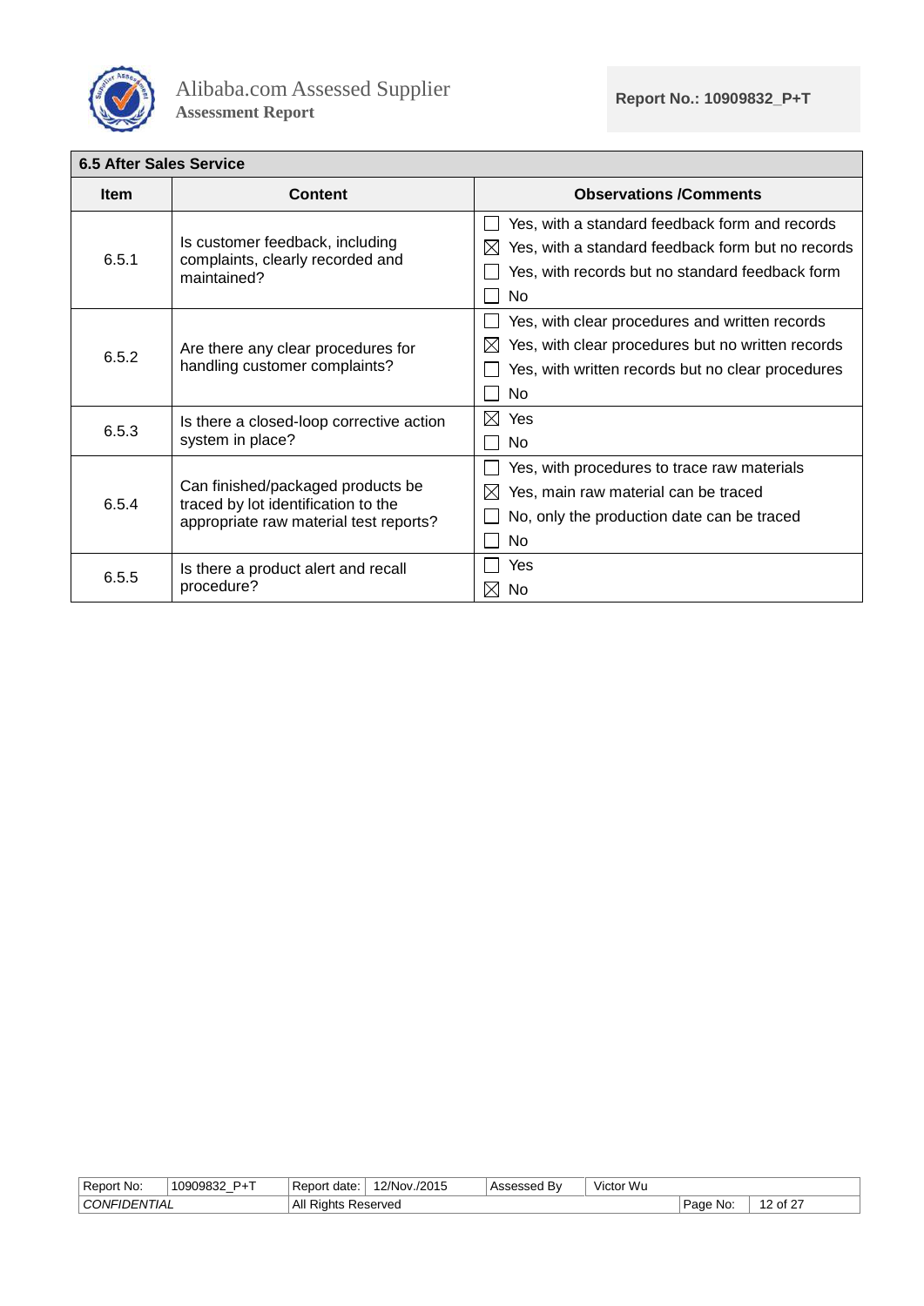| 6.5 After Sales Service | | |
|---|---|---|
| **Item** | **Content** | **Observations /Comments** |
| 6.5.1 | Is customer feedback, including complaints, clearly recorded and maintained? | ☐ Yes, with a standard feedback form and records<br>☒ Yes, with a standard feedback form but no records<br>☐ Yes, with records but no standard feedback form<br>☐ No |
| 6.5.2 | Are there any clear procedures for handling customer complaints? | ☐ Yes, with clear procedures and written records<br>☒ Yes, with clear procedures but no written records<br>☐ Yes, with written records but no clear procedures<br>☐ No |
| 6.5.3 | Is there a closed-loop corrective action system in place? | ☒ Yes<br>☐ No |
| 6.5.4 | Can finished/packaged products be traced by lot identification to the appropriate raw material test reports? | ☐ Yes, with procedures to trace raw materials<br>☒ Yes, main raw material can be traced<br>☐ No, only the production date can be traced<br>☐ No |
| 6.5.5 | Is there a product alert and recall procedure? | ☐ Yes<br>☒ No |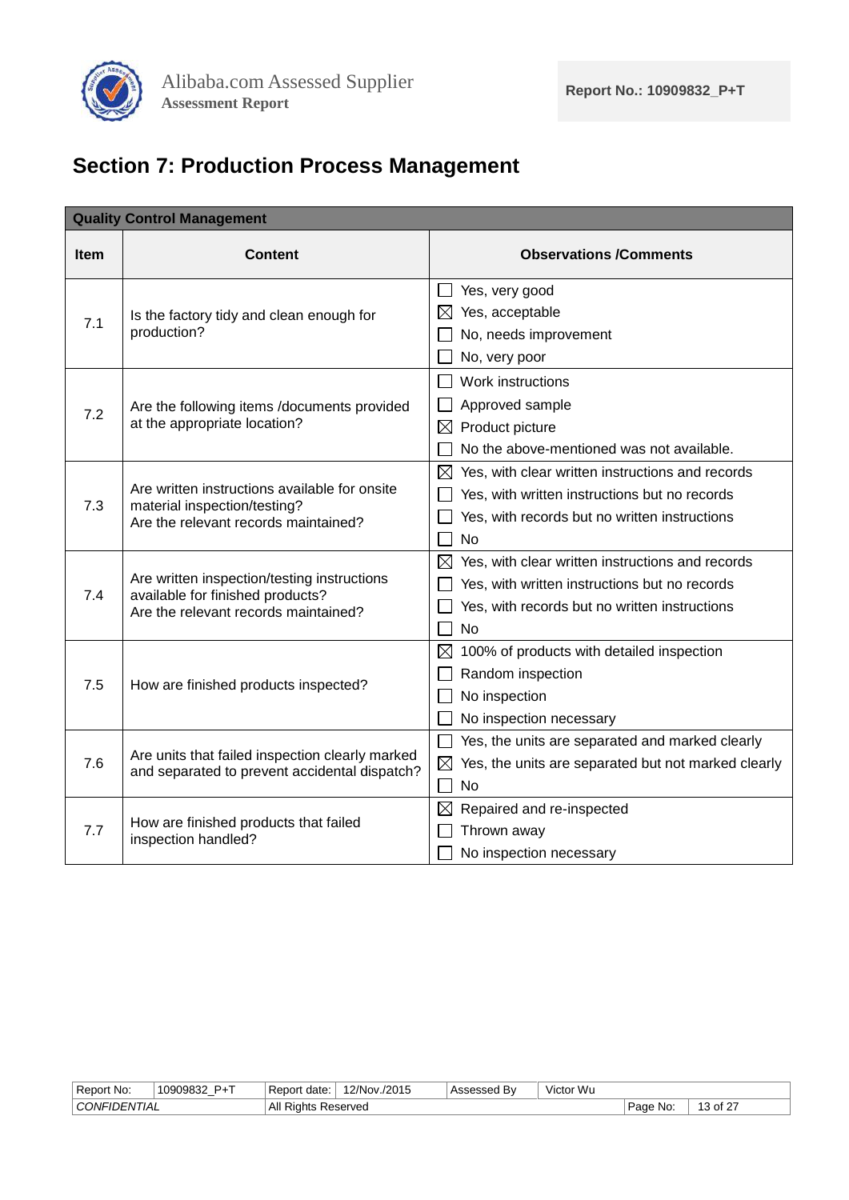# Section 7: Production Process Management

| Quality Control Management | | |
|---|---|---|
| **Item** | **Content** | **Observations /Comments** |
| 7.1 | Is the factory tidy and clean enough for production? | ☐ Yes, very good<br>☒ Yes, acceptable<br>☐ No, needs improvement<br>☐ No, very poor |
| 7.2 | Are the following items /documents provided at the appropriate location? | ☐ Work instructions<br>☐ Approved sample<br>☒ Product picture<br>☐ No the above-mentioned was not available. |
| 7.3 | Are written instructions available for onsite material inspection/testing?<br>Are the relevant records maintained? | ☒ Yes, with clear written instructions and records<br>☐ Yes, with written instructions but no records<br>☐ Yes, with records but no written instructions<br>☐ No |
| 7.4 | Are written inspection/testing instructions available for finished products?<br>Are the relevant records maintained? | ☒ Yes, with clear written instructions and records<br>☐ Yes, with written instructions but no records<br>☐ Yes, with records but no written instructions<br>☐ No |
| 7.5 | How are finished products inspected? | ☒ 100% of products with detailed inspection<br>☐ Random inspection<br>☐ No inspection<br>☐ No inspection necessary |
| 7.6 | Are units that failed inspection clearly marked and separated to prevent accidental dispatch? | ☐ Yes, the units are separated and marked clearly<br>☒ Yes, the units are separated but not marked clearly<br>☐ No |
| 7.7 | How are finished products that failed inspection handled? | ☒ Repaired and re-inspected<br>☐ Thrown away<br>☐ No inspection necessary |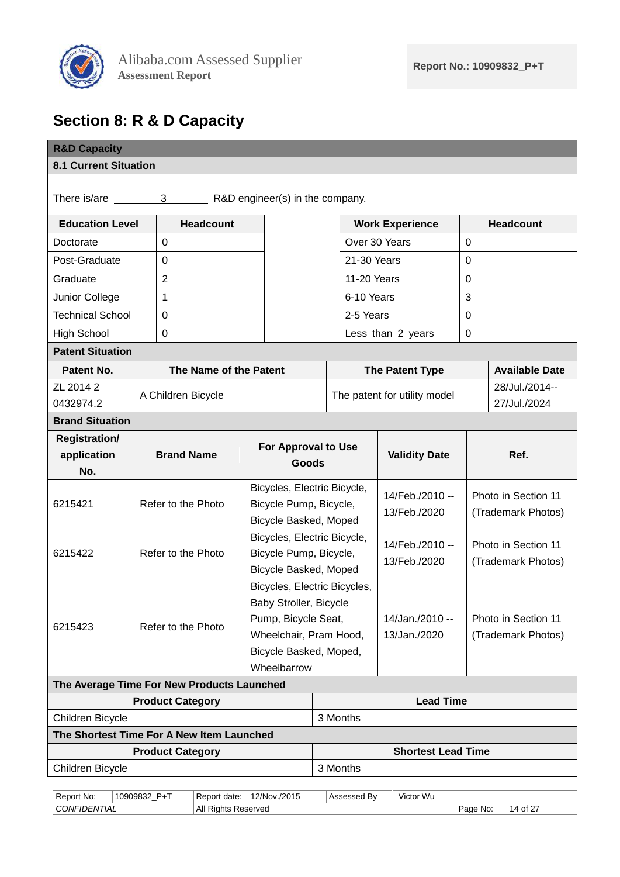# Section 8: R & D Capacity

## R&D Capacity

### 8.1 Current Situation

There is/are 3 R&D engineer(s) in the company.

| Education Level | Headcount | | Work Experience | Headcount |
|---|---|---|---|---|
| Doctorate | 0 | | Over 30 Years | 0 |
| Post-Graduate | 0 | | 21-30 Years | 0 |
| Graduate | 2 | | 11-20 Years | 0 |
| Junior College | 1 | | 6-10 Years | 3 |
| Technical School | 0 | | 2-5 Years | 0 |
| High School | 0 | | Less than 2 years | 0 |

### Patent Situation

| Patent No. | The Name of the Patent | The Patent Type | Available Date |
|---|---|---|---|
| ZL 2014 2 0432974.2 | A Children Bicycle | The patent for utility model | 28/Jul./2014-- 27/Jul./2024 |

### Brand Situation

| Registration/ application No. | Brand Name | For Approval to Use Goods | Validity Date | Ref. |
|---|---|---|---|---|
| 6215421 | Refer to the Photo | Bicycles, Electric Bicycle, Bicycle Pump, Bicycle, Bicycle Basked, Moped | 14/Feb./2010 -- 13/Feb./2020 | Photo in Section 11 (Trademark Photos) |
| 6215422 | Refer to the Photo | Bicycles, Electric Bicycle, Bicycle Pump, Bicycle, Bicycle Basked, Moped | 14/Feb./2010 -- 13/Feb./2020 | Photo in Section 11 (Trademark Photos) |
| 6215423 | Refer to the Photo | Bicycles, Electric Bicycles, Baby Stroller, Bicycle Pump, Bicycle Seat, Wheelchair, Pram Hood, Bicycle Basked, Moped, Wheelbarrow | 14/Jan./2010 -- 13/Jan./2020 | Photo in Section 11 (Trademark Photos) |

### The Average Time For New Products Launched

| Product Category | Lead Time |
|---|---|
| Children Bicycle | 3 Months |

### The Shortest Time For A New Item Launched

| Product Category | Shortest Lead Time |
|---|---|
| Children Bicycle | 3 Months |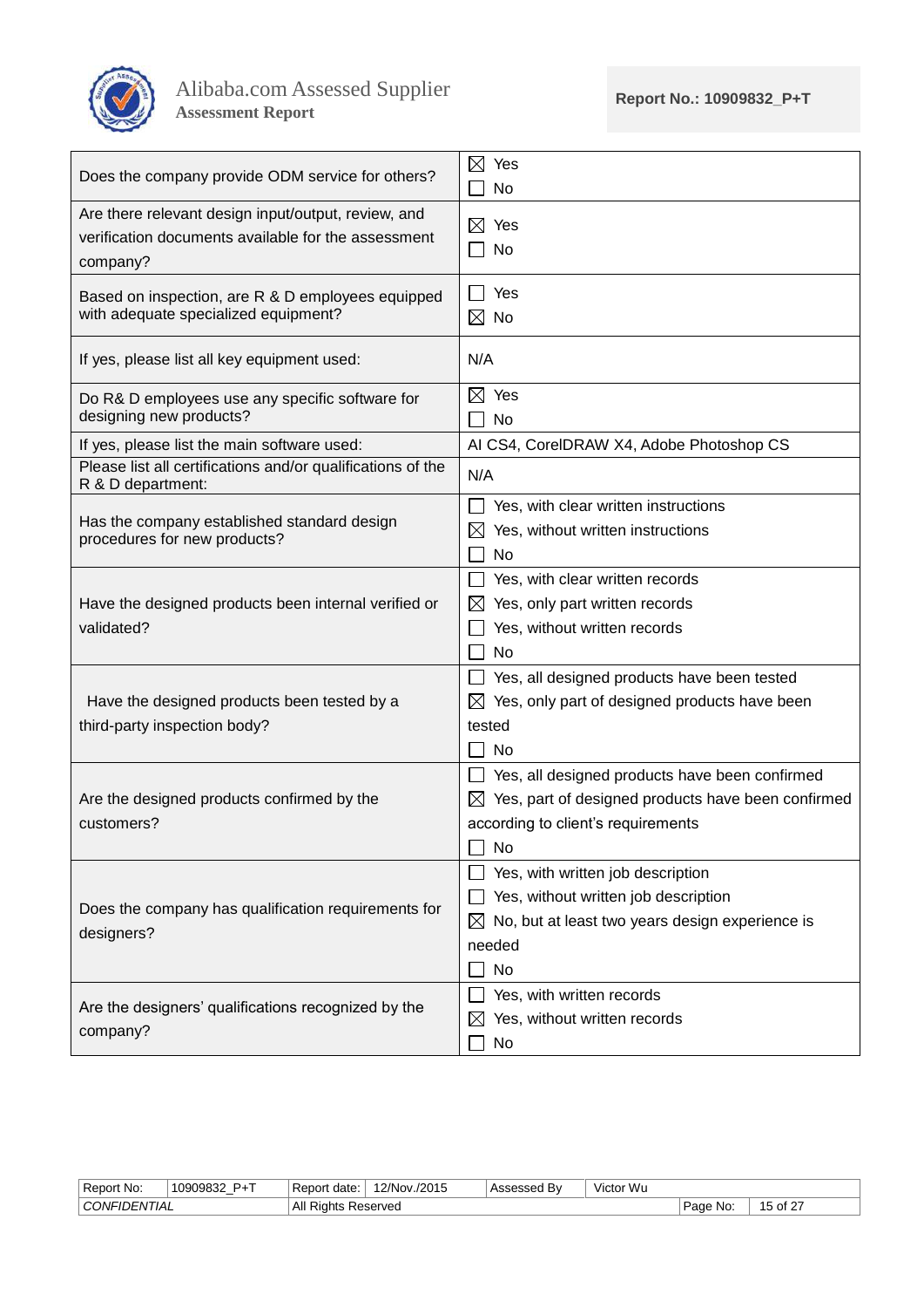| | |
|---|---|
| Does the company provide ODM service for others? | ☒ Yes<br>☐ No |
| Are there relevant design input/output, review, and verification documents available for the assessment company? | ☒ Yes<br>☐ No |
| Based on inspection, are R & D employees equipped with adequate specialized equipment? | ☐ Yes<br>☒ No |
| If yes, please list all key equipment used: | N/A |
| Do R& D employees use any specific software for designing new products? | ☒ Yes<br>☐ No |
| If yes, please list the main software used: | AI CS4, CorelDRAW X4, Adobe Photoshop CS |
| Please list all certifications and/or qualifications of the R & D department: | N/A |
| Has the company established standard design procedures for new products? | ☐ Yes, with clear written instructions<br>☒ Yes, without written instructions<br>☐ No |
| Have the designed products been internal verified or validated? | ☐ Yes, with clear written records<br>☒ Yes, only part written records<br>☐ Yes, without written records<br>☐ No |
| Have the designed products been tested by a third-party inspection body? | ☐ Yes, all designed products have been tested<br>☒ Yes, only part of designed products have been tested<br>☐ No |
| Are the designed products confirmed by the customers? | ☐ Yes, all designed products have been confirmed<br>☒ Yes, part of designed products have been confirmed according to client's requirements<br>☐ No |
| Does the company has qualification requirements for designers? | ☐ Yes, with written job description<br>☐ Yes, without written job description<br>☒ No, but at least two years design experience is needed<br>☐ No |
| Are the designers' qualifications recognized by the company? | ☐ Yes, with written records<br>☒ Yes, without written records<br>☐ No |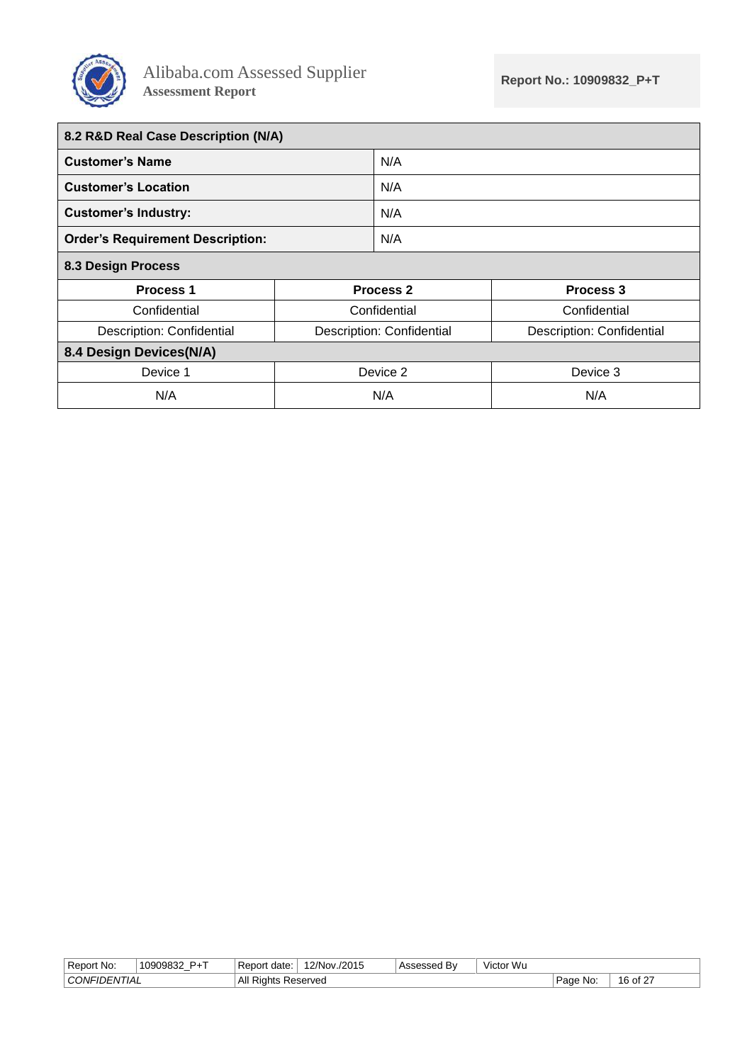| 8.2 R&D Real Case Description (N/A) | |
|---|---|
| **Customer's Name** | N/A |
| **Customer's Location** | N/A |
| **Customer's Industry:** | N/A |
| **Order's Requirement Description:** | N/A |

**8.3 Design Process**

| Process 1 | Process 2 | Process 3 |
|---|---|---|
| Confidential | Confidential | Confidential |
| Description: Confidential | Description: Confidential | Description: Confidential |

**8.4 Design Devices(N/A)**

| Device 1 | Device 2 | Device 3 |
|---|---|---|
| N/A | N/A | N/A |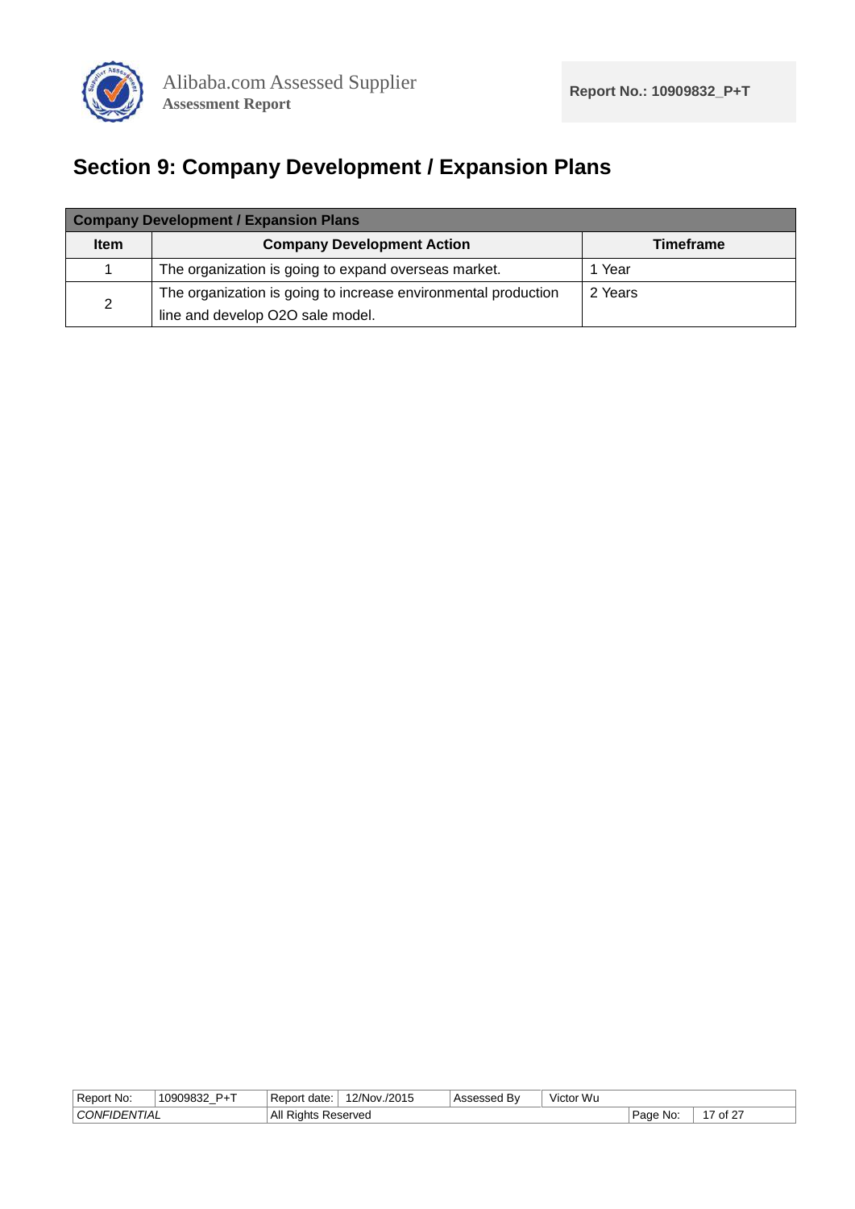# Section 9: Company Development / Expansion Plans

| Company Development / Expansion Plans | | |
|---|---|---|
| **Item** | **Company Development Action** | **Timeframe** |
| 1 | The organization is going to expand overseas market. | 1 Year |
| 2 | The organization is going to increase environmental production line and develop O2O sale model. | 2 Years |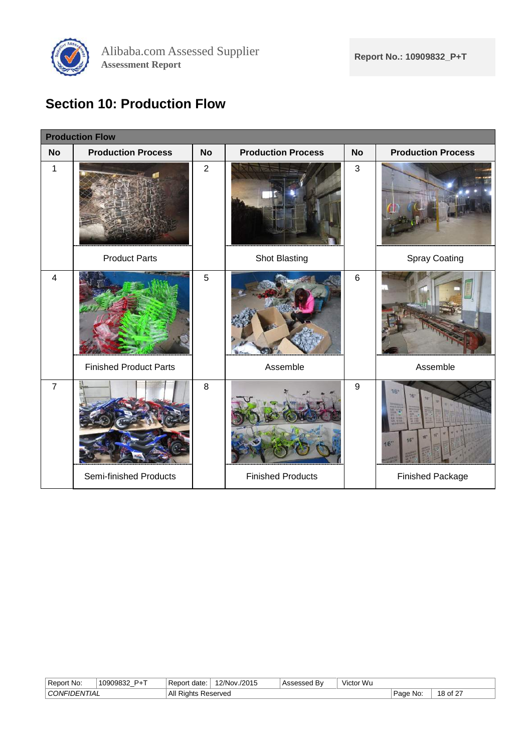## Section 10: Production Flow

| Production Flow | | | | | |
|---|---|---|---|---|---|
| **No** | **Production Process** | **No** | **Production Process** | **No** | **Production Process** |
| 1 | Product Parts | 2 | Shot Blasting | 3 | Spray Coating |
| 4 | Finished Product Parts | 5 | Assemble | 6 | Assemble |
| 7 | Semi-finished Products | 8 | Finished Products | 9 | Finished Package |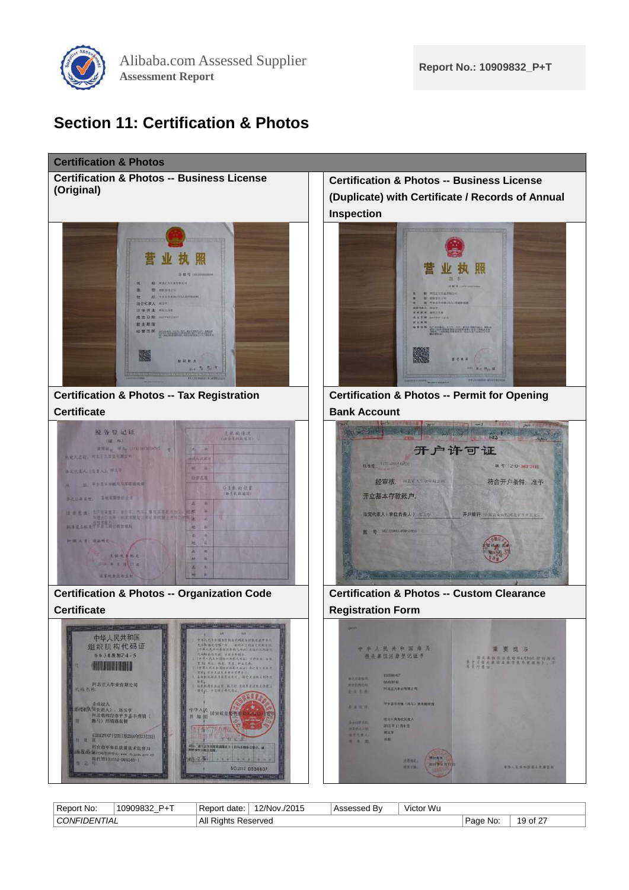## Section 11: Certification & Photos

| Certification & Photos | |
|---|---|
| **Certification & Photos -- Business License (Original)** | **Certification & Photos -- Business License (Duplicate) with Certificate / Records of Annual Inspection** |
| **Certification & Photos -- Tax Registration Certificate** | **Certification & Photos -- Permit for Opening Bank Account** |
| **Certification & Photos -- Organization Code Certificate** | **Certification & Photos -- Custom Clearance Registration Form** |

| Report No: | 10909832_P+T | Report date: | 12/Nov./2015 | Assessed By | Victor Wu |
|---|---|---|---|---|---|
| *CONFIDENTIAL* | | All Rights Reserved | | Page No: | 19 of 27 |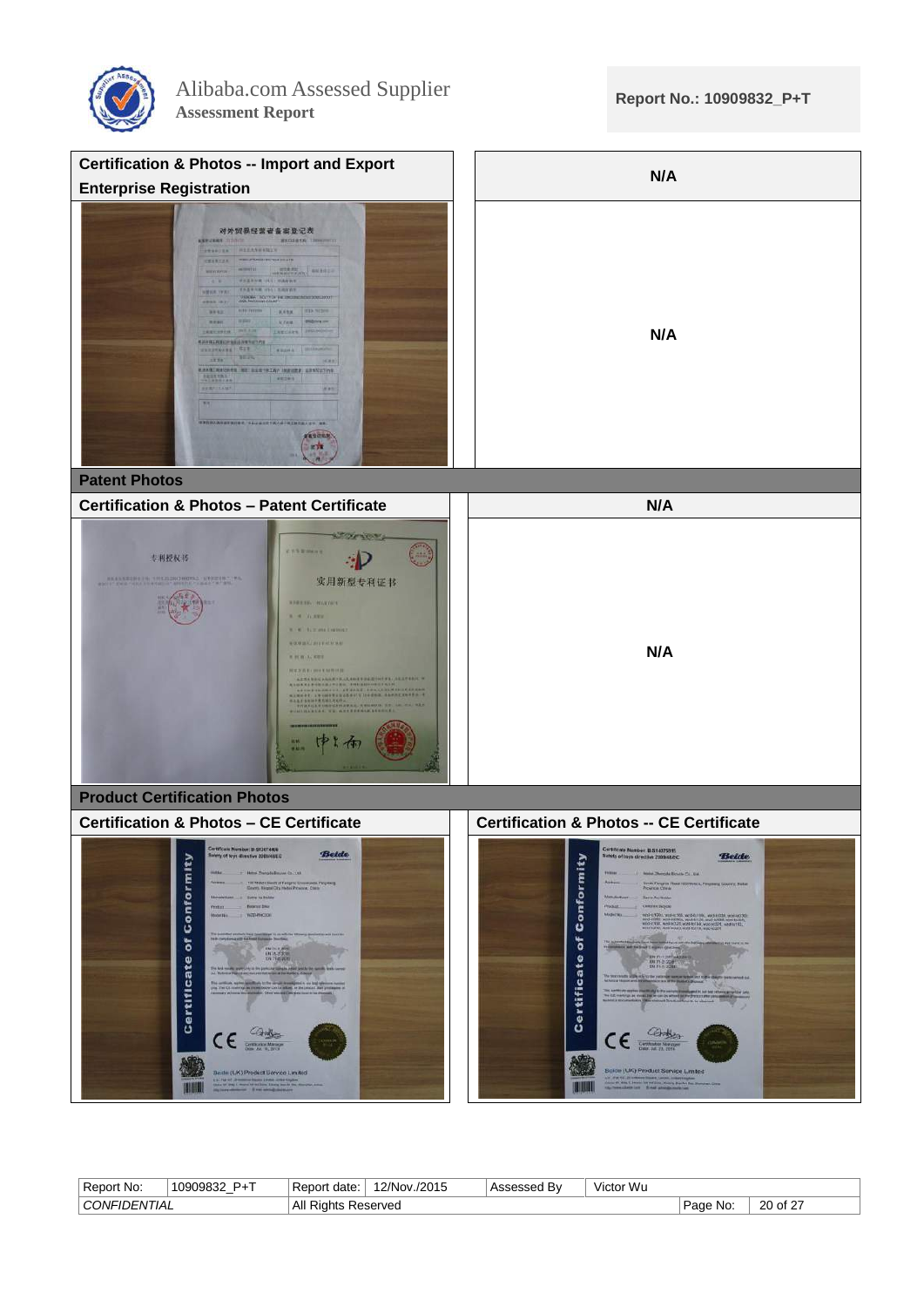| Certification & Photos -- Import and Export Enterprise Registration | N/A |
|---|---|
| | N/A |

## Patent Photos

| Certification & Photos – Patent Certificate | N/A |
|---|---|
| | N/A |

## Product Certification Photos

| Certification & Photos – CE Certificate | Certification & Photos -- CE Certificate |
|---|---|
| | |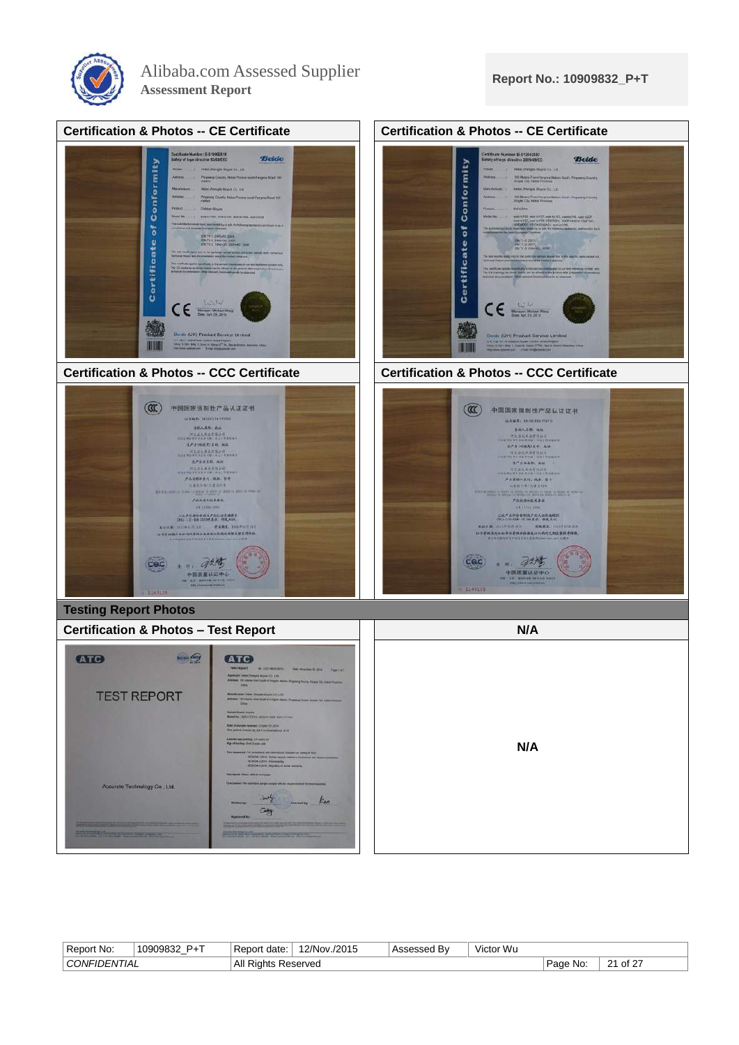| Certification & Photos -- CE Certificate | Certification & Photos -- CE Certificate |
|---|---|
| | |

| Certification & Photos -- CCC Certificate | Certification & Photos -- CCC Certificate |
|---|---|
| | |

**Testing Report Photos**

| Certification & Photos – Test Report | N/A |
|---|---|
| | N/A |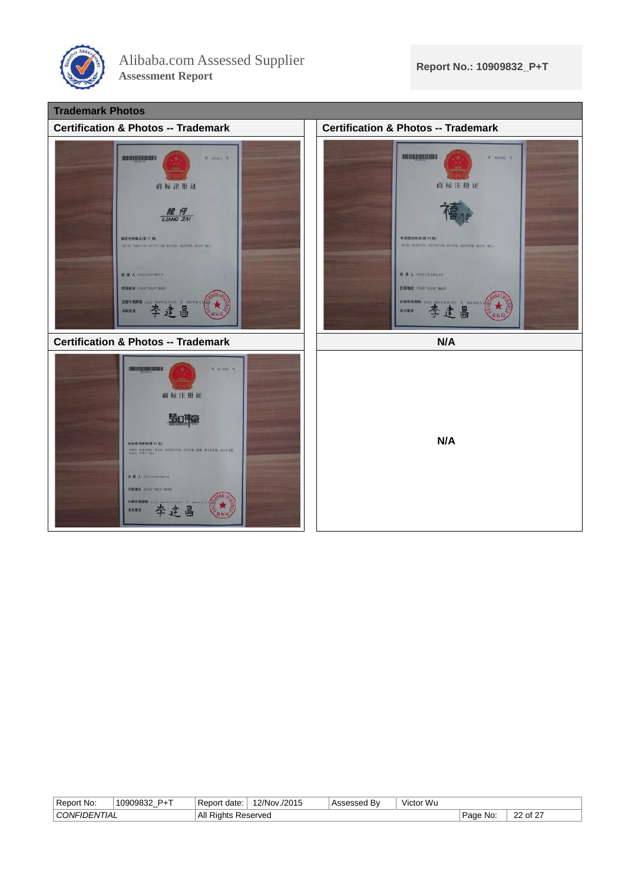## Trademark Photos

| Certification & Photos -- Trademark | Certification & Photos -- Trademark |
| --- | --- |
| | |
| **Certification & Photos -- Trademark** | **N/A** |
| | N/A |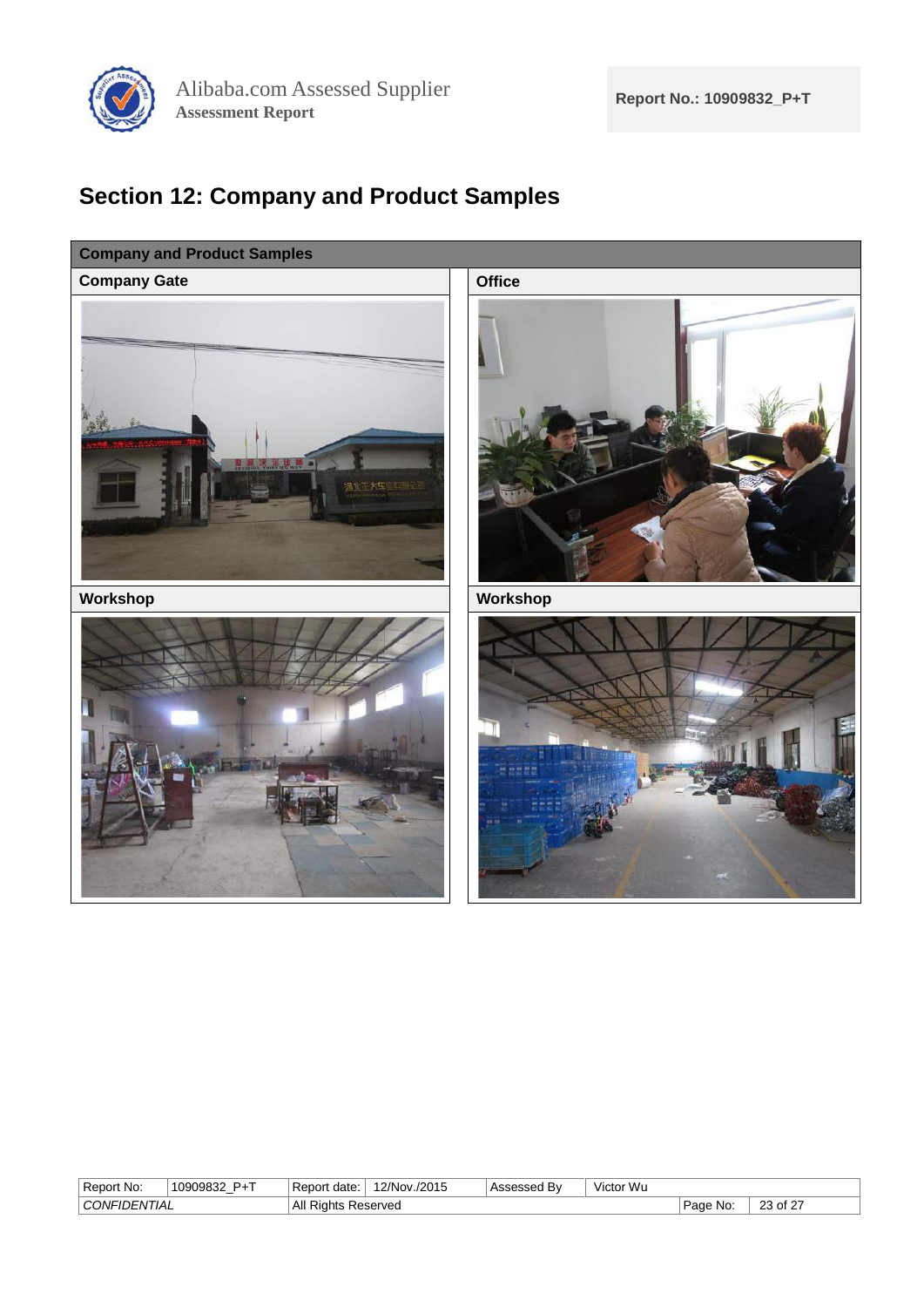## Section 12: Company and Product Samples

| Company and Product Samples | |
|---|---|
| **Company Gate** | **Office** |
| | |
| **Workshop** | **Workshop** |
| | |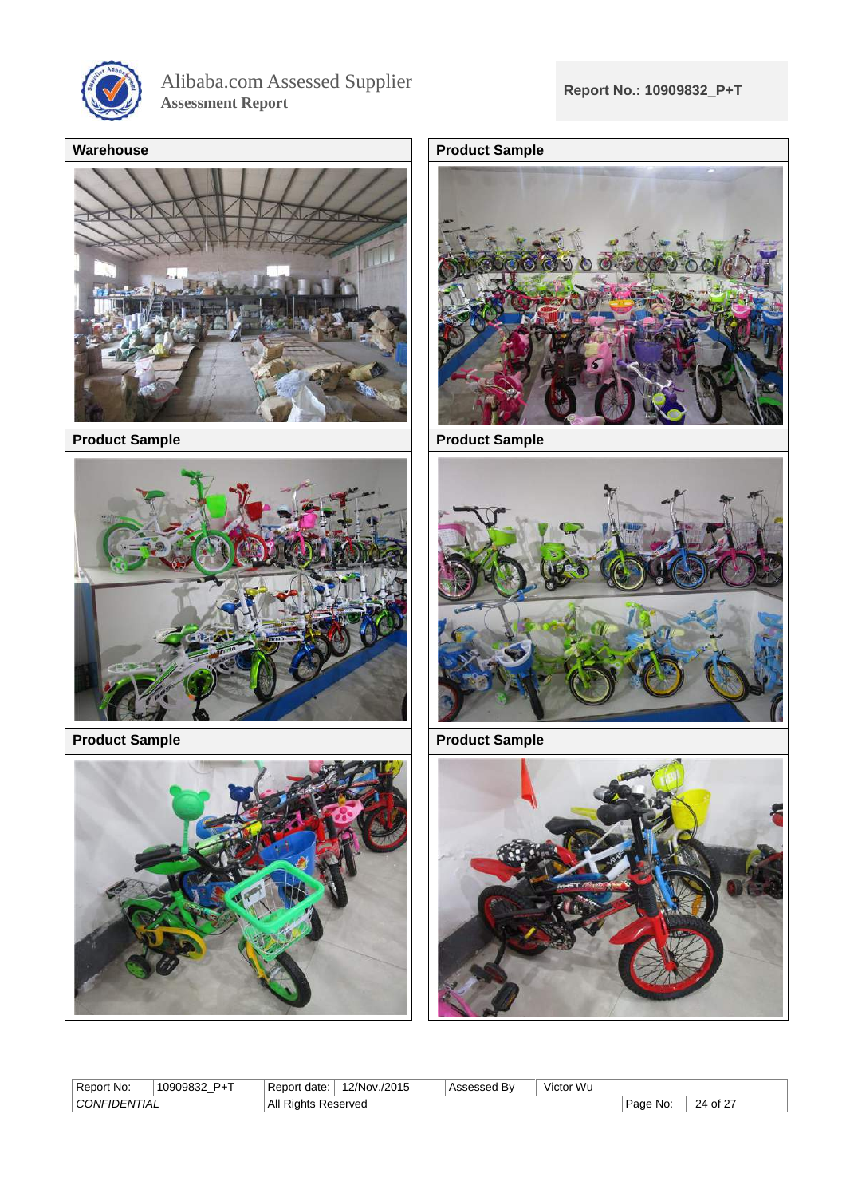| Warehouse | Product Sample |
|---|---|
| Product Sample | Product Sample |
| Product Sample | Product Sample |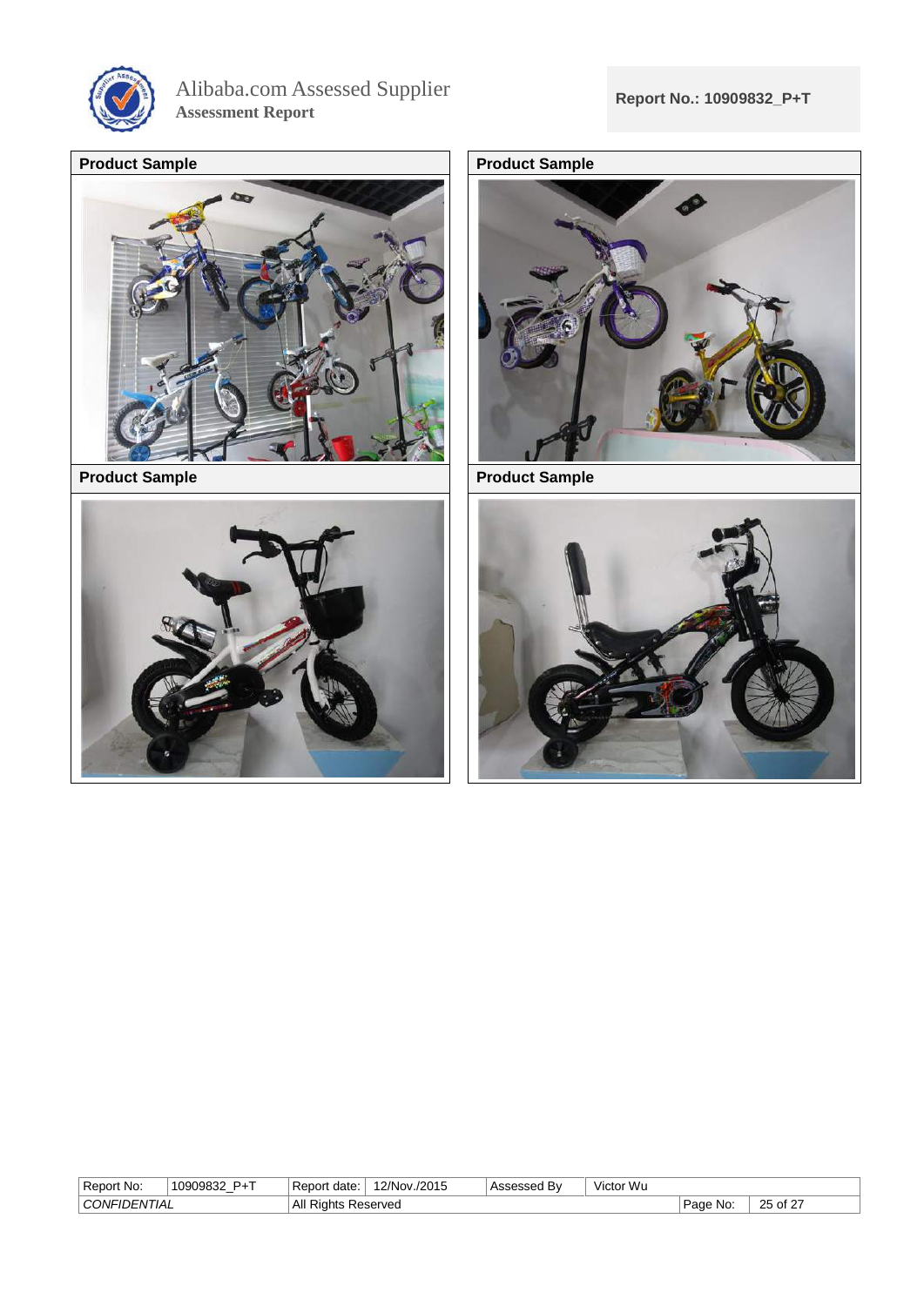| Product Sample | Product Sample |
| --- | --- |
| | |
| **Product Sample** | **Product Sample** |
| | |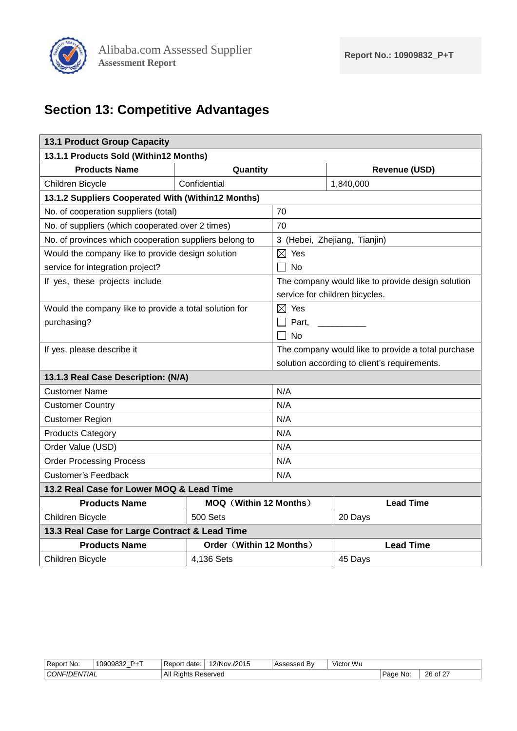## Section 13: Competitive Advantages

| **13.1 Product Group Capacity** | | |
|---|---|---|
| **13.1.1 Products Sold (Within12 Months)** | | |
| **Products Name** | **Quantity** | **Revenue (USD)** |
| Children Bicycle | Confidential | 1,840,000 |

| **13.1.2 Suppliers Cooperated With (Within12 Months)** | |
|---|---|
| No. of cooperation suppliers (total) | 70 |
| No. of suppliers (which cooperated over 2 times) | 70 |
| No. of provinces which cooperation suppliers belong to | 3 (Hebei, Zhejiang, Tianjin) |
| Would the company like to provide design solution service for integration project? | ☒ Yes<br>☐ No |
| If yes, these projects include | The company would like to provide design solution service for children bicycles. |
| Would the company like to provide a total solution for purchasing? | ☒ Yes<br>☐ Part, __________<br>☐ No |
| If yes, please describe it | The company would like to provide a total purchase solution according to client's requirements. |
| **13.1.3 Real Case Description: (N/A)** | |
| Customer Name | N/A |
| Customer Country | N/A |
| Customer Region | N/A |
| Products Category | N/A |
| Order Value (USD) | N/A |
| Order Processing Process | N/A |
| Customer's Feedback | N/A |

| **13.2 Real Case for Lower MOQ & Lead Time** | | |
|---|---|---|
| **Products Name** | **MOQ（Within 12 Months）** | **Lead Time** |
| Children Bicycle | 500 Sets | 20 Days |
| **13.3 Real Case for Large Contract & Lead Time** | | |
| **Products Name** | **Order（Within 12 Months）** | **Lead Time** |
| Children Bicycle | 4,136 Sets | 45 Days |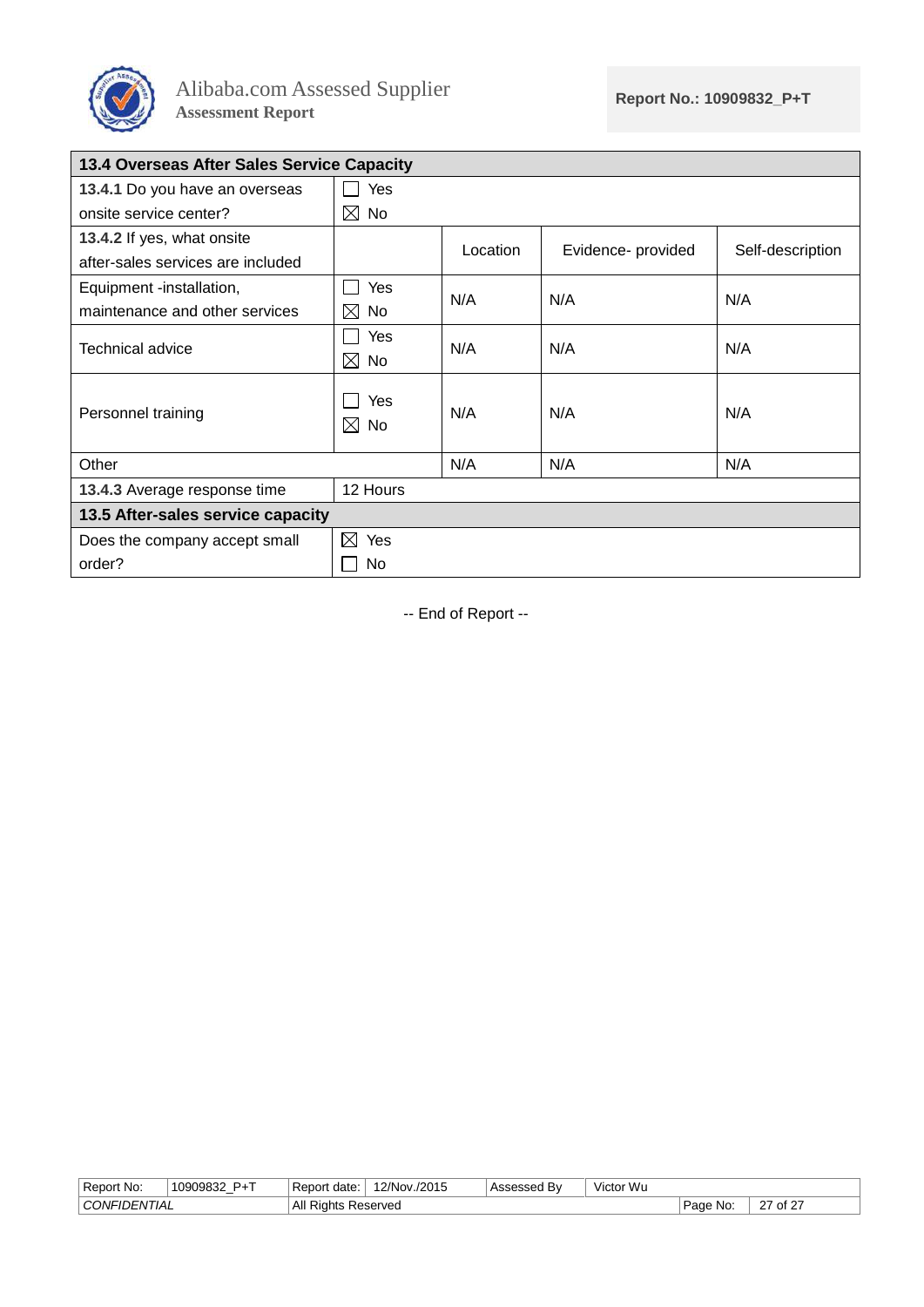| 13.4 Overseas After Sales Service Capacity | | | | |
|---|---|---|---|---|
| **13.4.1** Do you have an overseas onsite service center? | ☐ Yes ☒ No | | | |
| **13.4.2** If yes, what onsite after-sales services are included | | Location | Evidence- provided | Self-description |
| Equipment -installation, maintenance and other services | ☐ Yes ☒ No | N/A | N/A | N/A |
| Technical advice | ☐ Yes ☒ No | N/A | N/A | N/A |
| Personnel training | ☐ Yes ☒ No | N/A | N/A | N/A |
| Other | | N/A | N/A | N/A |
| **13.4.3** Average response time | 12 Hours | | | |
| **13.5 After-sales service capacity** | | | | |
| Does the company accept small order? | ☒ Yes ☐ No | | | |

-- End of Report --